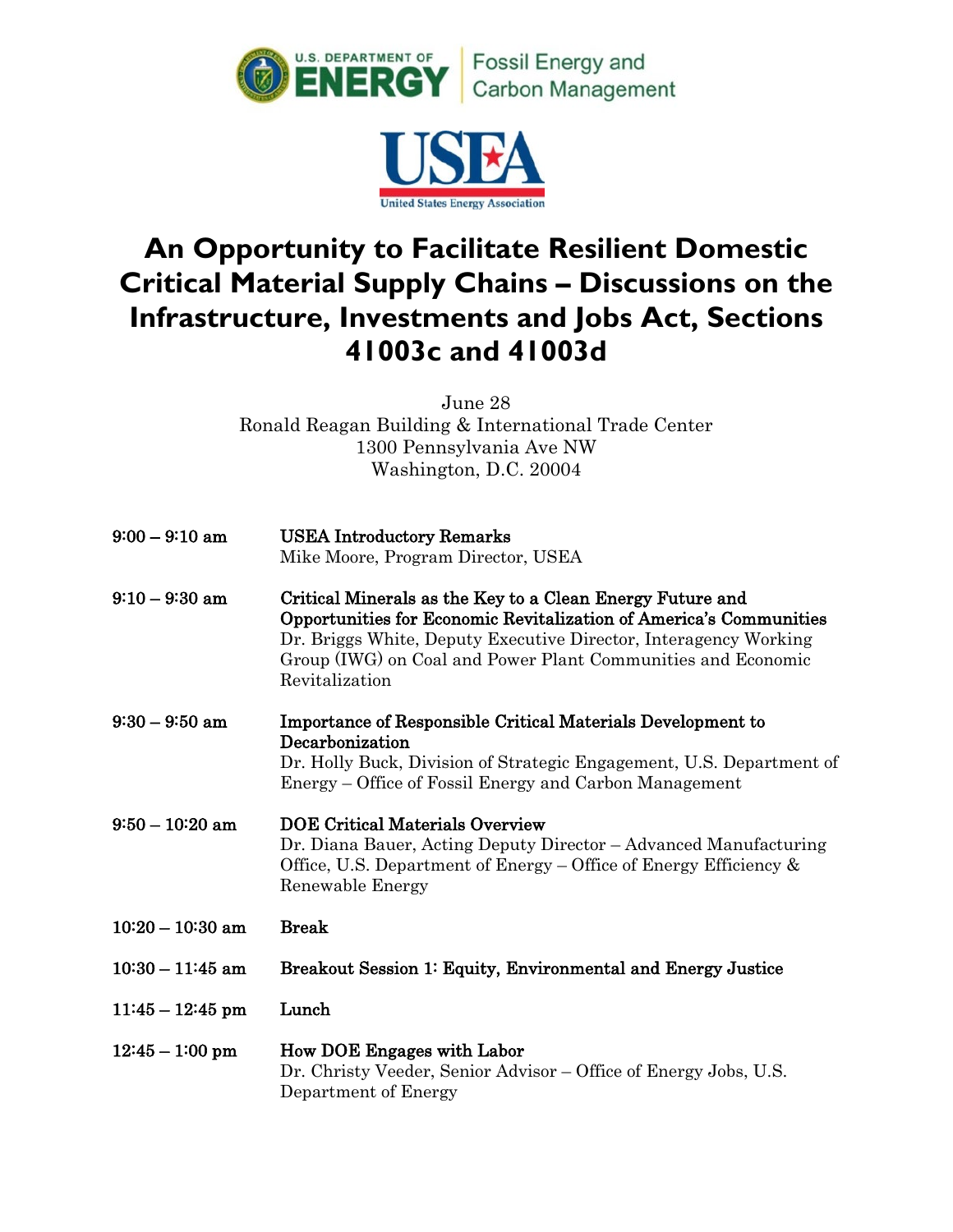U.S. DEPARTMENT OF ENERGY | Fossil Energy and Carbon Management

USEA
United States Energy Association

# An Opportunity to Facilitate Resilient Domestic Critical Material Supply Chains – Discussions on the Infrastructure, Investments and Jobs Act, Sections 41003c and 41003d

June 28
Ronald Reagan Building & International Trade Center
1300 Pennsylvania Ave NW
Washington, D.C. 20004

| | |
|---|---|
| **9:00 – 9:10 am** | **USEA Introductory Remarks**<br>Mike Moore, Program Director, USEA |
| **9:10 – 9:30 am** | **Critical Minerals as the Key to a Clean Energy Future and Opportunities for Economic Revitalization of America's Communities**<br>Dr. Briggs White, Deputy Executive Director, Interagency Working Group (IWG) on Coal and Power Plant Communities and Economic Revitalization |
| **9:30 – 9:50 am** | **Importance of Responsible Critical Materials Development to Decarbonization**<br>Dr. Holly Buck, Division of Strategic Engagement, U.S. Department of Energy – Office of Fossil Energy and Carbon Management |
| **9:50 – 10:20 am** | **DOE Critical Materials Overview**<br>Dr. Diana Bauer, Acting Deputy Director – Advanced Manufacturing Office, U.S. Department of Energy – Office of Energy Efficiency & Renewable Energy |
| **10:20 – 10:30 am** | **Break** |
| **10:30 – 11:45 am** | **Breakout Session 1: Equity, Environmental and Energy Justice** |
| **11:45 – 12:45 pm** | **Lunch** |
| **12:45 – 1:00 pm** | **How DOE Engages with Labor**<br>Dr. Christy Veeder, Senior Advisor – Office of Energy Jobs, U.S. Department of Energy |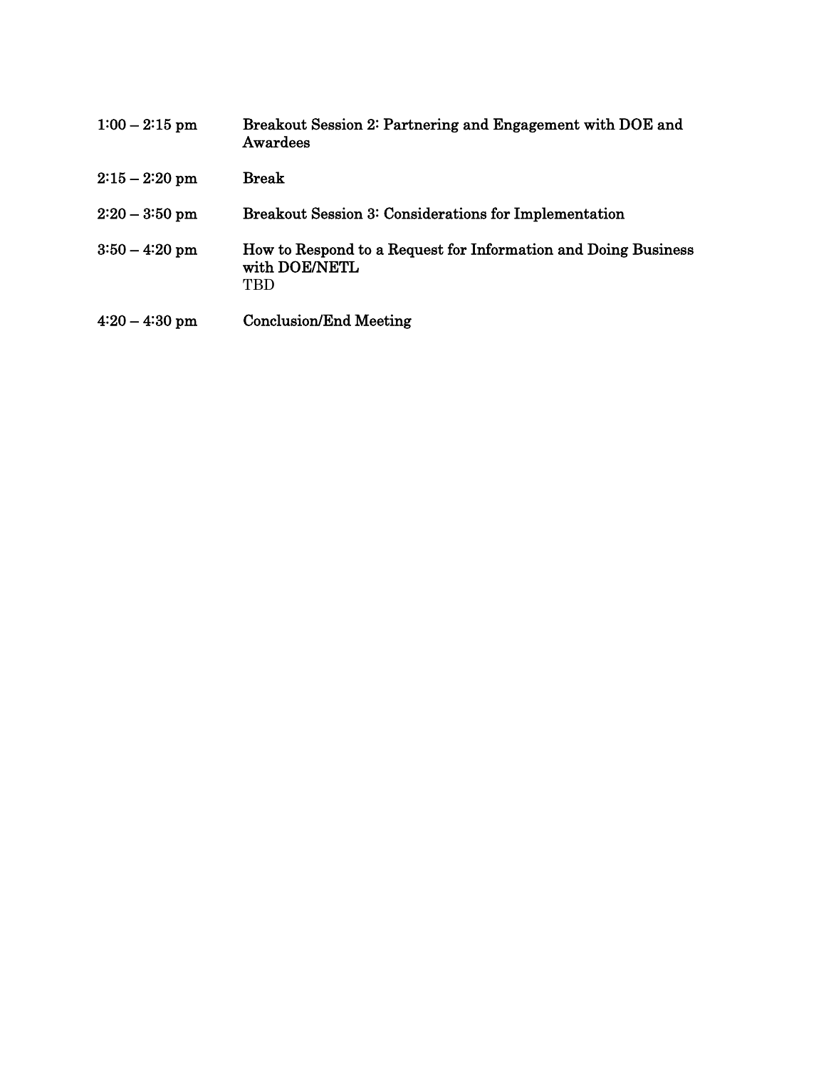| | |
|---|---|
| 1:00 – 2:15 pm | **Breakout Session 2: Partnering and Engagement with DOE and Awardees** |
| 2:15 – 2:20 pm | **Break** |
| 2:20 – 3:50 pm | **Breakout Session 3: Considerations for Implementation** |
| 3:50 – 4:20 pm | **How to Respond to a Request for Information and Doing Business with DOE/NETL**<br>TBD |
| 4:20 – 4:30 pm | **Conclusion/End Meeting** |